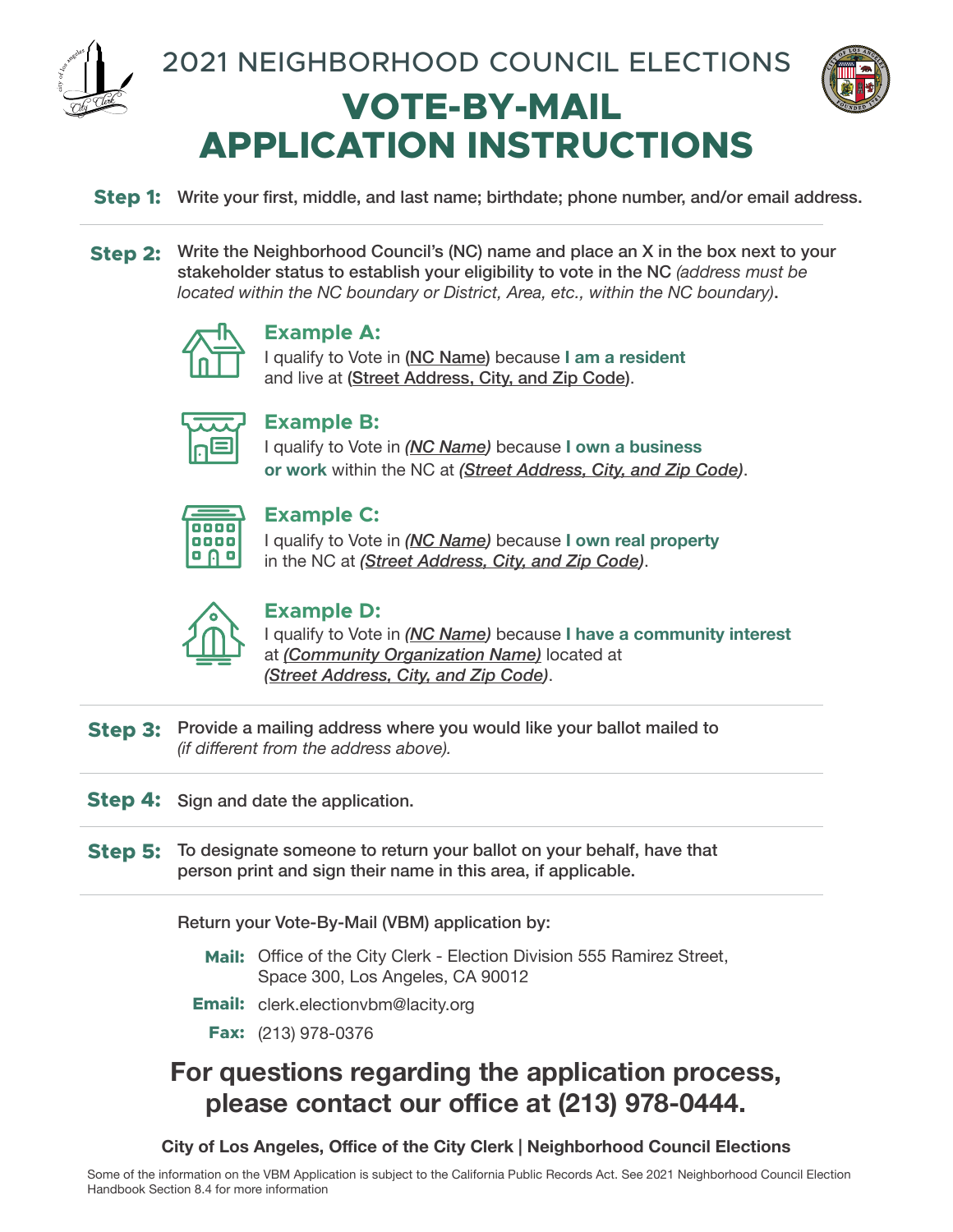# 2021 NEIGHBORHOOD COUNCIL ELECTIONS

# VOTE-BY-MAIL APPLICATION INSTRUCTIONS

**Step 1:** Write your first, middle, and last name; birthdate; phone number, and/or email address.

**Step 2:** Write the Neighborhood Council's (NC) name and place an X in the box next to your stakeholder status to establish your eligibility to vote in the NC *(address must be located within the NC boundary or District, Area, etc., within the NC boundary)*.

### Example A:
I qualify to Vote in (NC Name) because **I am a resident** and live at (Street Address, City, and Zip Code).

### Example B:
I qualify to Vote in *(NC Name)* because **I own a business or work** within the NC at *(Street Address, City, and Zip Code)*.

### Example C:
I qualify to Vote in *(NC Name)* because **I own real property** in the NC at *(Street Address, City, and Zip Code)*.

### Example D:
I qualify to Vote in *(NC Name)* because **I have a community interest** at *(Community Organization Name)* located at *(Street Address, City, and Zip Code)*.

**Step 3:** Provide a mailing address where you would like your ballot mailed to *(if different from the address above).*

**Step 4:** Sign and date the application.

**Step 5:** To designate someone to return your ballot on your behalf, have that person print and sign their name in this area, if applicable.

Return your Vote-By-Mail (VBM) application by:

**Mail:** Office of the City Clerk - Election Division 555 Ramirez Street, Space 300, Los Angeles, CA 90012

**Email:** clerk.electionvbm@lacity.org

**Fax:** (213) 978-0376

## For questions regarding the application process, please contact our office at (213) 978-0444.

**City of Los Angeles, Office of the City Clerk | Neighborhood Council Elections**

Some of the information on the VBM Application is subject to the California Public Records Act. See 2021 Neighborhood Council Election Handbook Section 8.4 for more information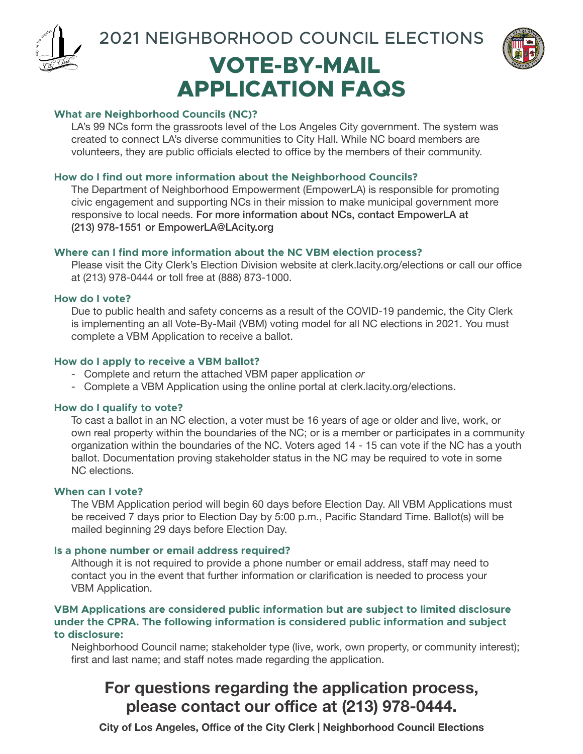# 2021 NEIGHBORHOOD COUNCIL ELECTIONS

# VOTE-BY-MAIL APPLICATION FAQS

**What are Neighborhood Councils (NC)?**

LA's 99 NCs form the grassroots level of the Los Angeles City government. The system was created to connect LA's diverse communities to City Hall. While NC board members are volunteers, they are public officials elected to office by the members of their community.

**How do I find out more information about the Neighborhood Councils?**

The Department of Neighborhood Empowerment (EmpowerLA) is responsible for promoting civic engagement and supporting NCs in their mission to make municipal government more responsive to local needs. For more information about NCs, contact EmpowerLA at (213) 978-1551 or EmpowerLA@LAcity.org

**Where can I find more information about the NC VBM election process?**

Please visit the City Clerk's Election Division website at clerk.lacity.org/elections or call our office at (213) 978-0444 or toll free at (888) 873-1000.

**How do I vote?**

Due to public health and safety concerns as a result of the COVID-19 pandemic, the City Clerk is implementing an all Vote-By-Mail (VBM) voting model for all NC elections in 2021. You must complete a VBM Application to receive a ballot.

**How do I apply to receive a VBM ballot?**

- Complete and return the attached VBM paper application *or*
- Complete a VBM Application using the online portal at clerk.lacity.org/elections.

**How do I qualify to vote?**

To cast a ballot in an NC election, a voter must be 16 years of age or older and live, work, or own real property within the boundaries of the NC; or is a member or participates in a community organization within the boundaries of the NC. Voters aged 14 - 15 can vote if the NC has a youth ballot. Documentation proving stakeholder status in the NC may be required to vote in some NC elections.

**When can I vote?**

The VBM Application period will begin 60 days before Election Day. All VBM Applications must be received 7 days prior to Election Day by 5:00 p.m., Pacific Standard Time. Ballot(s) will be mailed beginning 29 days before Election Day.

**Is a phone number or email address required?**

Although it is not required to provide a phone number or email address, staff may need to contact you in the event that further information or clarification is needed to process your VBM Application.

**VBM Applications are considered public information but are subject to limited disclosure under the CPRA. The following information is considered public information and subject to disclosure:**

Neighborhood Council name; stakeholder type (live, work, own property, or community interest); first and last name; and staff notes made regarding the application.

## For questions regarding the application process, please contact our office at (213) 978-0444.

**City of Los Angeles, Office of the City Clerk | Neighborhood Council Elections**